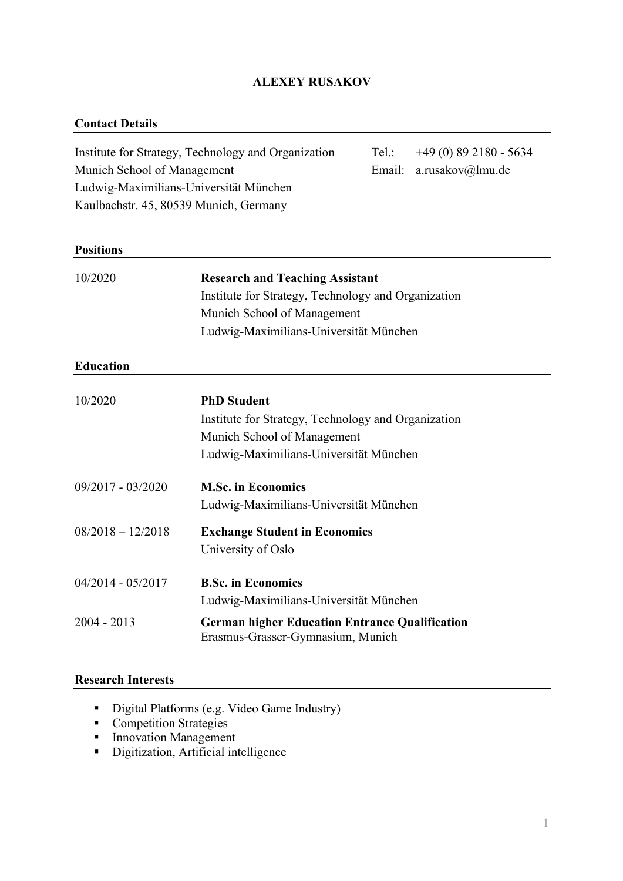# ALEXEY RUSAKOV

## Contact Details

Institute for Strategy, Technology and Organization
Munich School of Management
Ludwig-Maximilians-Universität München
Kaulbachstr. 45, 80539 Munich, Germany

Tel.: +49 (0) 89 2180 - 5634
Email: a.rusakov@lmu.de

## Positions

| | |
|---|---|
| 10/2020 | **Research and Teaching Assistant**<br>Institute for Strategy, Technology and Organization<br>Munich School of Management<br>Ludwig-Maximilians-Universität München |

## Education

| | |
|---|---|
| 10/2020 | **PhD Student**<br>Institute for Strategy, Technology and Organization<br>Munich School of Management<br>Ludwig-Maximilians-Universität München |
| 09/2017 - 03/2020 | **M.Sc. in Economics**<br>Ludwig-Maximilians-Universität München |
| 08/2018 – 12/2018 | **Exchange Student in Economics**<br>University of Oslo |
| 04/2014 - 05/2017 | **B.Sc. in Economics**<br>Ludwig-Maximilians-Universität München |
| 2004 - 2013 | **German higher Education Entrance Qualification**<br>Erasmus-Grasser-Gymnasium, Munich |

## Research Interests

- Digital Platforms (e.g. Video Game Industry)
- Competition Strategies
- Innovation Management
- Digitization, Artificial intelligence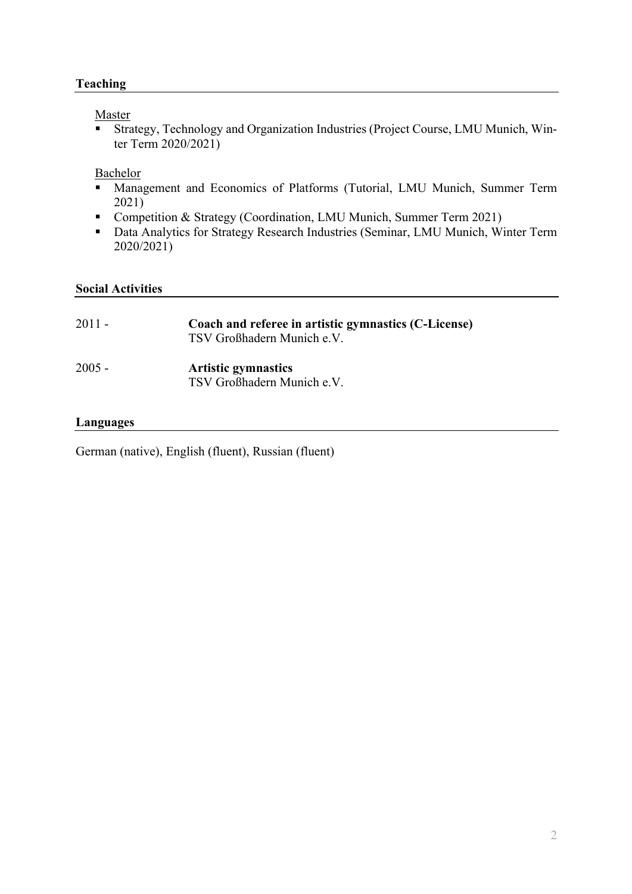## Teaching

Master

- Strategy, Technology and Organization Industries (Project Course, LMU Munich, Winter Term 2020/2021)

Bachelor

- Management and Economics of Platforms (Tutorial, LMU Munich, Summer Term 2021)
- Competition & Strategy (Coordination, LMU Munich, Summer Term 2021)
- Data Analytics for Strategy Research Industries (Seminar, LMU Munich, Winter Term 2020/2021)

## Social Activities

| | |
|---|---|
| 2011 - | **Coach and referee in artistic gymnastics (C-License)**<br>TSV Großhadern Munich e.V. |
| 2005 - | **Artistic gymnastics**<br>TSV Großhadern Munich e.V. |

## Languages

German (native), English (fluent), Russian (fluent)